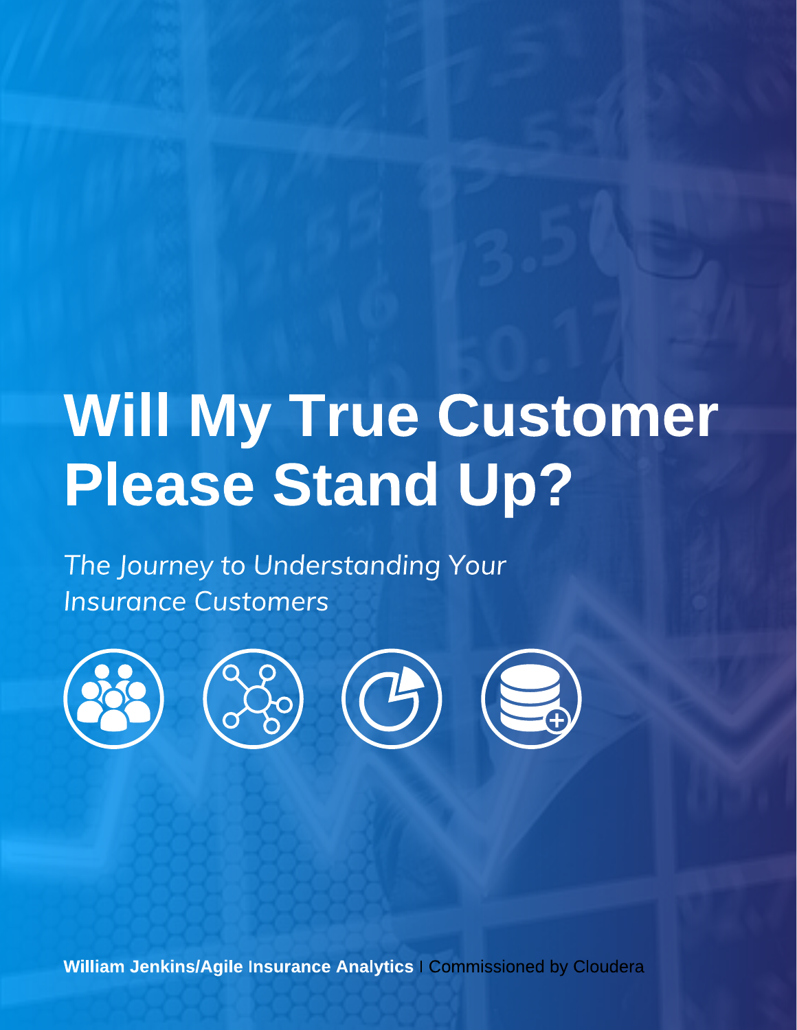# Will My True Customer Please Stand Up?

*The Journey to Understanding Your Insurance Customers*

**William Jenkins/Agile Insurance Analytics** | Commissioned by Cloudera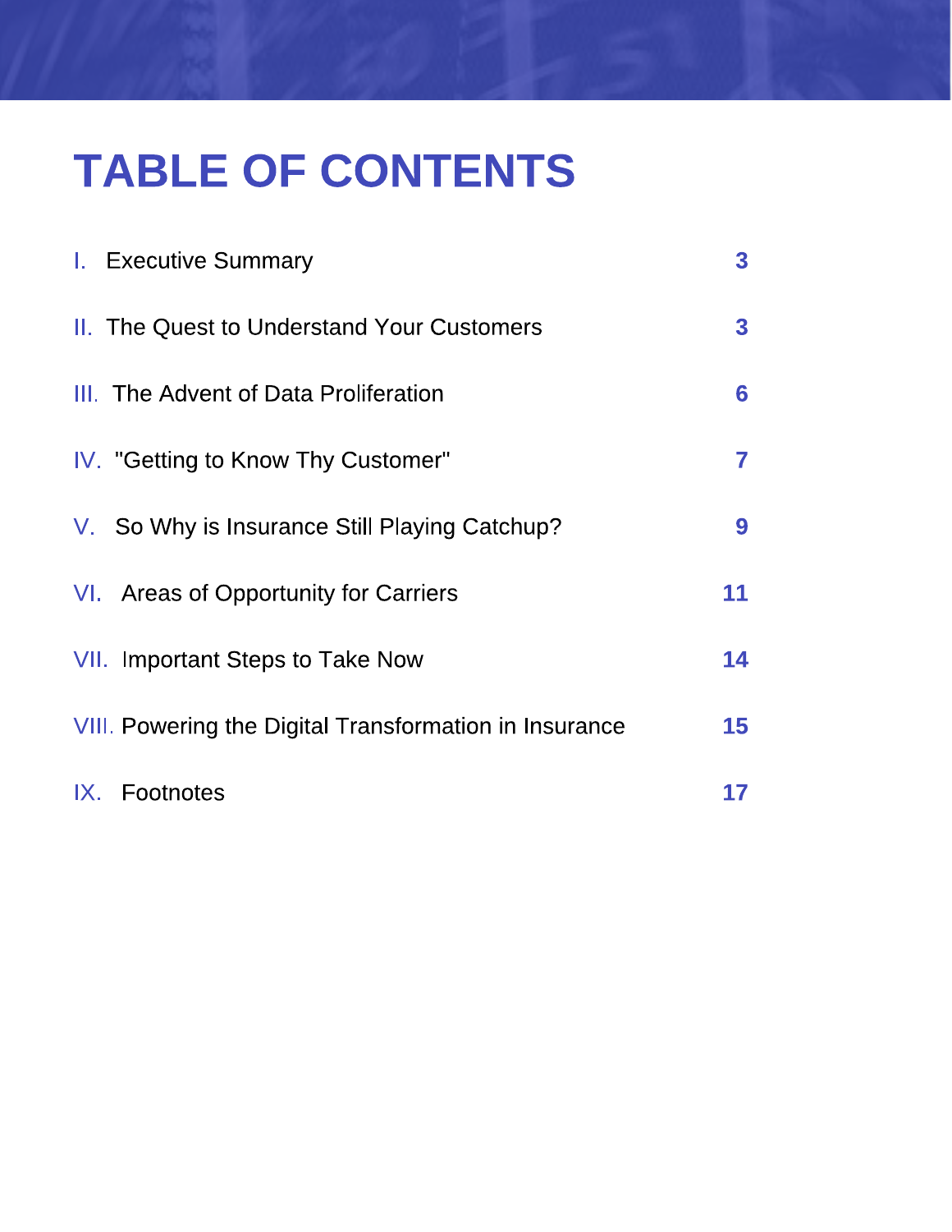# TABLE OF CONTENTS

| | | |
|---|---|---|
| I. | Executive Summary | 3 |
| II. | The Quest to Understand Your Customers | 3 |
| III. | The Advent of Data Proliferation | 6 |
| IV. | "Getting to Know Thy Customer" | 7 |
| V. | So Why is Insurance Still Playing Catchup? | 9 |
| VI. | Areas of Opportunity for Carriers | 11 |
| VII. | Important Steps to Take Now | 14 |
| VIII. | Powering the Digital Transformation in Insurance | 15 |
| IX. | Footnotes | 17 |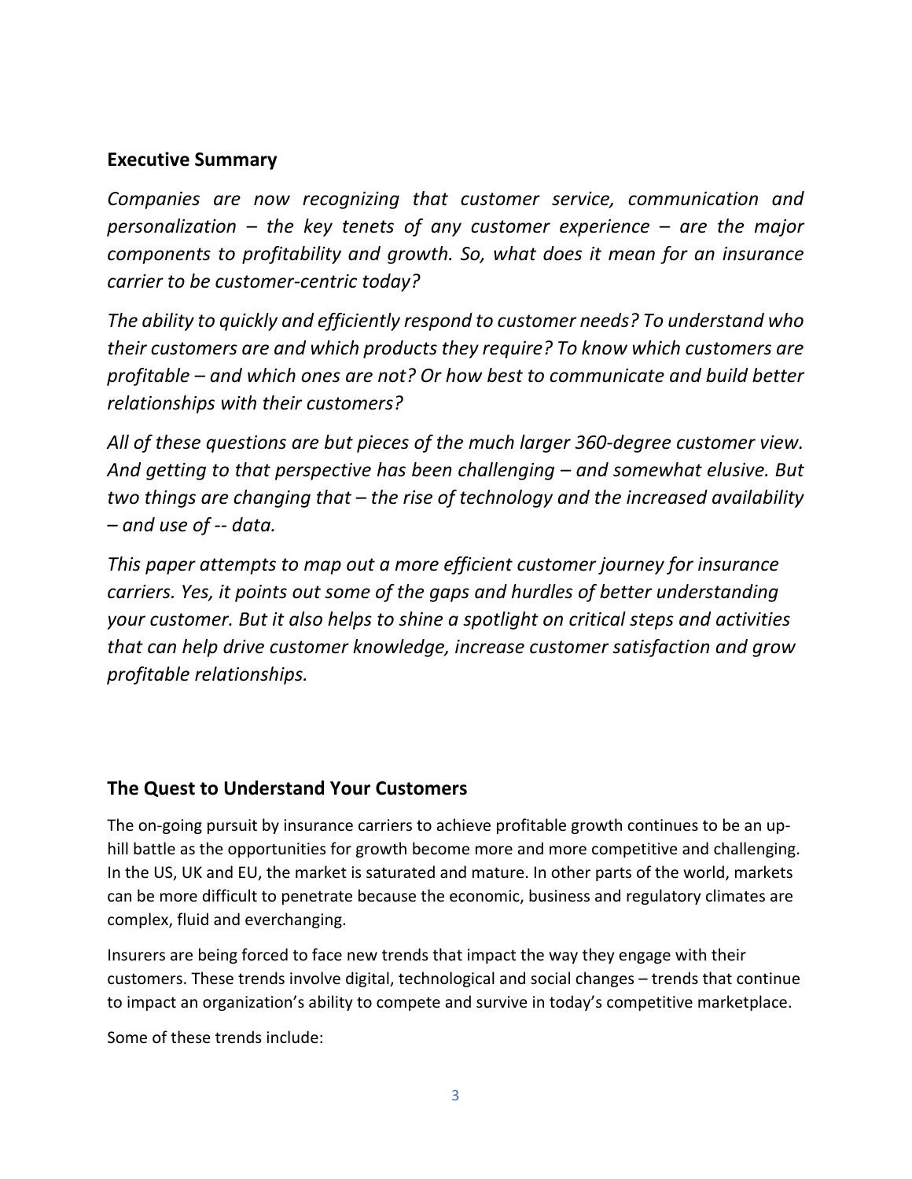## Executive Summary

*Companies are now recognizing that customer service, communication and personalization – the key tenets of any customer experience – are the major components to profitability and growth. So, what does it mean for an insurance carrier to be customer-centric today?*

*The ability to quickly and efficiently respond to customer needs? To understand who their customers are and which products they require? To know which customers are profitable – and which ones are not? Or how best to communicate and build better relationships with their customers?*

*All of these questions are but pieces of the much larger 360-degree customer view. And getting to that perspective has been challenging – and somewhat elusive. But two things are changing that – the rise of technology and the increased availability – and use of -- data.*

*This paper attempts to map out a more efficient customer journey for insurance carriers. Yes, it points out some of the gaps and hurdles of better understanding your customer. But it also helps to shine a spotlight on critical steps and activities that can help drive customer knowledge, increase customer satisfaction and grow profitable relationships.*

## The Quest to Understand Your Customers

The on-going pursuit by insurance carriers to achieve profitable growth continues to be an up-hill battle as the opportunities for growth become more and more competitive and challenging. In the US, UK and EU, the market is saturated and mature. In other parts of the world, markets can be more difficult to penetrate because the economic, business and regulatory climates are complex, fluid and everchanging.

Insurers are being forced to face new trends that impact the way they engage with their customers. These trends involve digital, technological and social changes – trends that continue to impact an organization's ability to compete and survive in today's competitive marketplace.

Some of these trends include: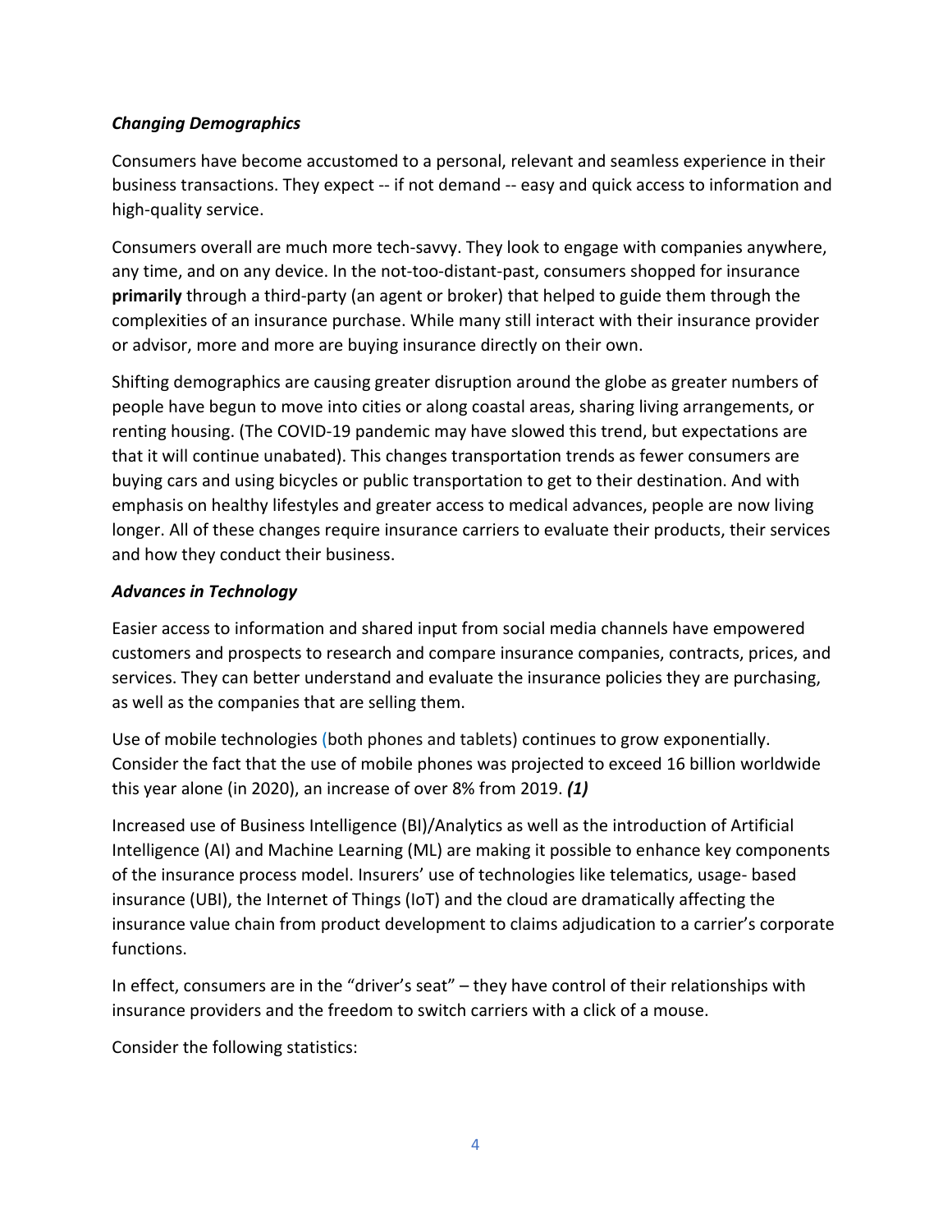***Changing Demographics***

Consumers have become accustomed to a personal, relevant and seamless experience in their business transactions. They expect -- if not demand -- easy and quick access to information and high-quality service.

Consumers overall are much more tech-savvy. They look to engage with companies anywhere, any time, and on any device. In the not-too-distant-past, consumers shopped for insurance **primarily** through a third-party (an agent or broker) that helped to guide them through the complexities of an insurance purchase. While many still interact with their insurance provider or advisor, more and more are buying insurance directly on their own.

Shifting demographics are causing greater disruption around the globe as greater numbers of people have begun to move into cities or along coastal areas, sharing living arrangements, or renting housing. (The COVID-19 pandemic may have slowed this trend, but expectations are that it will continue unabated). This changes transportation trends as fewer consumers are buying cars and using bicycles or public transportation to get to their destination. And with emphasis on healthy lifestyles and greater access to medical advances, people are now living longer. All of these changes require insurance carriers to evaluate their products, their services and how they conduct their business.

***Advances in Technology***

Easier access to information and shared input from social media channels have empowered customers and prospects to research and compare insurance companies, contracts, prices, and services. They can better understand and evaluate the insurance policies they are purchasing, as well as the companies that are selling them.

Use of mobile technologies (both phones and tablets) continues to grow exponentially. Consider the fact that the use of mobile phones was projected to exceed 16 billion worldwide this year alone (in 2020), an increase of over 8% from 2019. ***(1)***

Increased use of Business Intelligence (BI)/Analytics as well as the introduction of Artificial Intelligence (AI) and Machine Learning (ML) are making it possible to enhance key components of the insurance process model. Insurers' use of technologies like telematics, usage- based insurance (UBI), the Internet of Things (IoT) and the cloud are dramatically affecting the insurance value chain from product development to claims adjudication to a carrier's corporate functions.

In effect, consumers are in the "driver's seat" – they have control of their relationships with insurance providers and the freedom to switch carriers with a click of a mouse.

Consider the following statistics: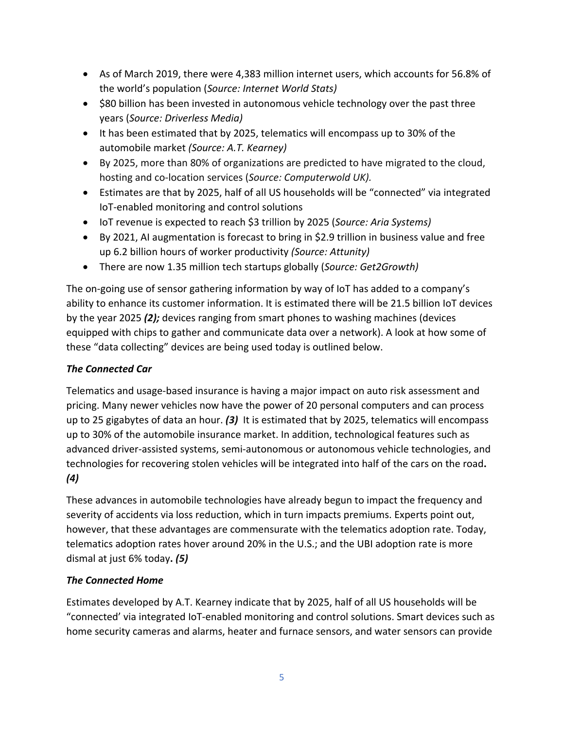- As of March 2019, there were 4,383 million internet users, which accounts for 56.8% of the world's population (*Source: Internet World Stats)*
- $80 billion has been invested in autonomous vehicle technology over the past three years (*Source: Driverless Media)*
- It has been estimated that by 2025, telematics will encompass up to 30% of the automobile market *(Source: A.T. Kearney)*
- By 2025, more than 80% of organizations are predicted to have migrated to the cloud, hosting and co-location services (*Source: Computerwold UK).*
- Estimates are that by 2025, half of all US households will be "connected" via integrated IoT-enabled monitoring and control solutions
- IoT revenue is expected to reach $3 trillion by 2025 (*Source: Aria Systems)*
- By 2021, AI augmentation is forecast to bring in $2.9 trillion in business value and free up 6.2 billion hours of worker productivity *(Source: Attunity)*
- There are now 1.35 million tech startups globally (*Source: Get2Growth)*

The on-going use of sensor gathering information by way of IoT has added to a company's ability to enhance its customer information. It is estimated there will be 21.5 billion IoT devices by the year 2025 ***(2);*** devices ranging from smart phones to washing machines (devices equipped with chips to gather and communicate data over a network). A look at how some of these "data collecting" devices are being used today is outlined below.

***The Connected Car***

Telematics and usage-based insurance is having a major impact on auto risk assessment and pricing. Many newer vehicles now have the power of 20 personal computers and can process up to 25 gigabytes of data an hour. ***(3)*** It is estimated that by 2025, telematics will encompass up to 30% of the automobile insurance market. In addition, technological features such as advanced driver-assisted systems, semi-autonomous or autonomous vehicle technologies, and technologies for recovering stolen vehicles will be integrated into half of the cars on the road**. *(4)***

These advances in automobile technologies have already begun to impact the frequency and severity of accidents via loss reduction, which in turn impacts premiums. Experts point out, however, that these advantages are commensurate with the telematics adoption rate. Today, telematics adoption rates hover around 20% in the U.S.; and the UBI adoption rate is more dismal at just 6% today**. *(5)***

***The Connected Home***

Estimates developed by A.T. Kearney indicate that by 2025, half of all US households will be "connected' via integrated IoT-enabled monitoring and control solutions. Smart devices such as home security cameras and alarms, heater and furnace sensors, and water sensors can provide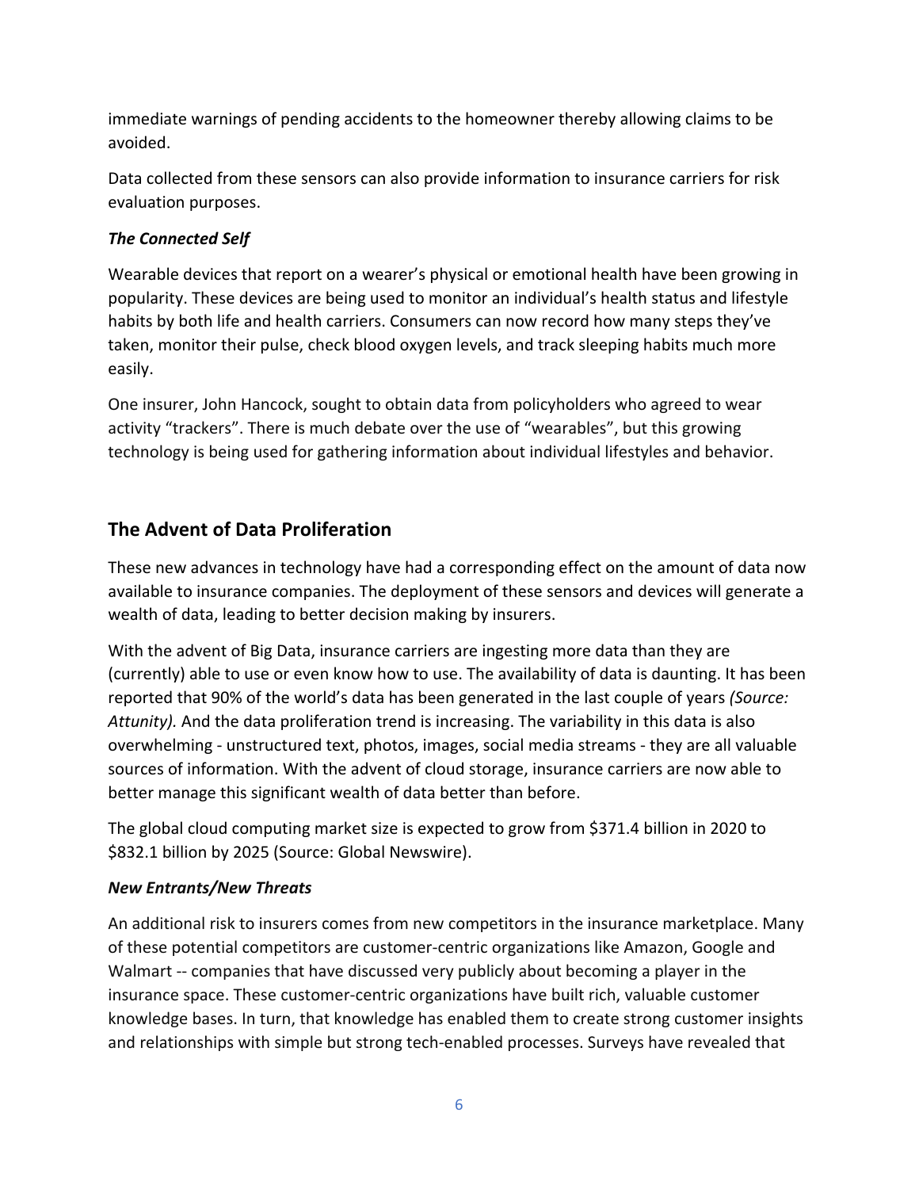immediate warnings of pending accidents to the homeowner thereby allowing claims to be avoided.

Data collected from these sensors can also provide information to insurance carriers for risk evaluation purposes.

### *The Connected Self*

Wearable devices that report on a wearer's physical or emotional health have been growing in popularity. These devices are being used to monitor an individual's health status and lifestyle habits by both life and health carriers. Consumers can now record how many steps they've taken, monitor their pulse, check blood oxygen levels, and track sleeping habits much more easily.

One insurer, John Hancock, sought to obtain data from policyholders who agreed to wear activity "trackers". There is much debate over the use of "wearables", but this growing technology is being used for gathering information about individual lifestyles and behavior.

## The Advent of Data Proliferation

These new advances in technology have had a corresponding effect on the amount of data now available to insurance companies. The deployment of these sensors and devices will generate a wealth of data, leading to better decision making by insurers.

With the advent of Big Data, insurance carriers are ingesting more data than they are (currently) able to use or even know how to use. The availability of data is daunting. It has been reported that 90% of the world's data has been generated in the last couple of years *(Source: Attunity).* And the data proliferation trend is increasing. The variability in this data is also overwhelming - unstructured text, photos, images, social media streams - they are all valuable sources of information. With the advent of cloud storage, insurance carriers are now able to better manage this significant wealth of data better than before.

The global cloud computing market size is expected to grow from $371.4 billion in 2020 to $832.1 billion by 2025 (Source: Global Newswire).

### *New Entrants/New Threats*

An additional risk to insurers comes from new competitors in the insurance marketplace. Many of these potential competitors are customer-centric organizations like Amazon, Google and Walmart -- companies that have discussed very publicly about becoming a player in the insurance space. These customer-centric organizations have built rich, valuable customer knowledge bases. In turn, that knowledge has enabled them to create strong customer insights and relationships with simple but strong tech-enabled processes. Surveys have revealed that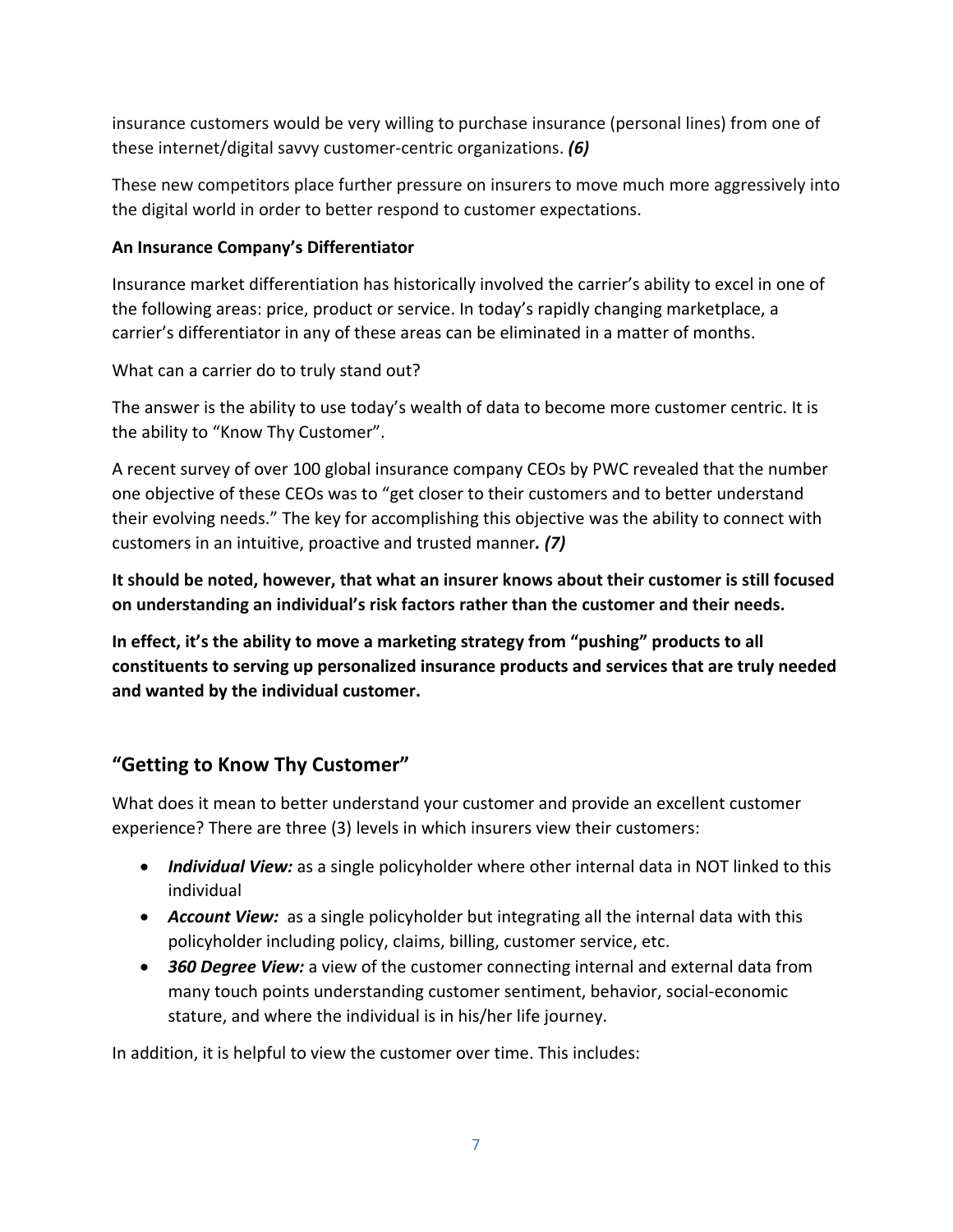insurance customers would be very willing to purchase insurance (personal lines) from one of these internet/digital savvy customer-centric organizations. ***(6)***

These new competitors place further pressure on insurers to move much more aggressively into the digital world in order to better respond to customer expectations.

**An Insurance Company's Differentiator**

Insurance market differentiation has historically involved the carrier's ability to excel in one of the following areas: price, product or service. In today's rapidly changing marketplace, a carrier's differentiator in any of these areas can be eliminated in a matter of months.

What can a carrier do to truly stand out?

The answer is the ability to use today's wealth of data to become more customer centric. It is the ability to "Know Thy Customer".

A recent survey of over 100 global insurance company CEOs by PWC revealed that the number one objective of these CEOs was to "get closer to their customers and to better understand their evolving needs." The key for accomplishing this objective was the ability to connect with customers in an intuitive, proactive and trusted manner***. (7)***

**It should be noted, however, that what an insurer knows about their customer is still focused on understanding an individual's risk factors rather than the customer and their needs.**

**In effect, it's the ability to move a marketing strategy from "pushing" products to all constituents to serving up personalized insurance products and services that are truly needed and wanted by the individual customer.**

## "Getting to Know Thy Customer"

What does it mean to better understand your customer and provide an excellent customer experience? There are three (3) levels in which insurers view their customers:

- ***Individual View:*** as a single policyholder where other internal data in NOT linked to this individual
- ***Account View:*** as a single policyholder but integrating all the internal data with this policyholder including policy, claims, billing, customer service, etc.
- ***360 Degree View:*** a view of the customer connecting internal and external data from many touch points understanding customer sentiment, behavior, social-economic stature, and where the individual is in his/her life journey.

In addition, it is helpful to view the customer over time. This includes: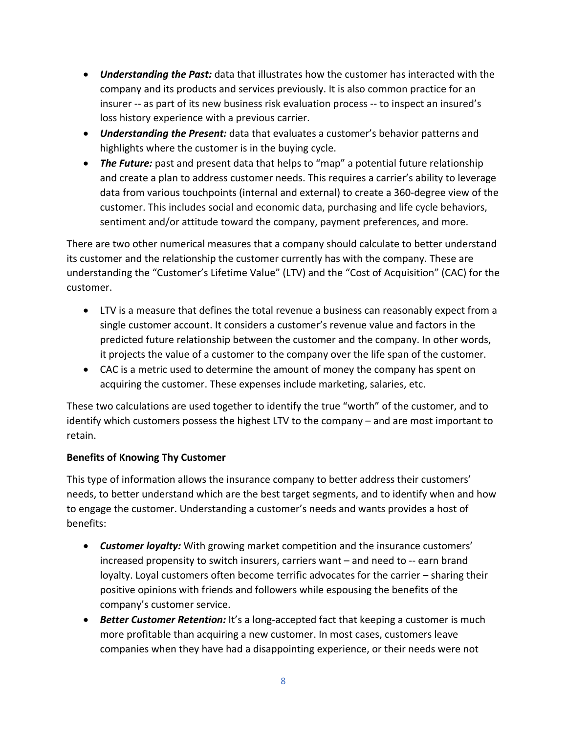- ***Understanding the Past:*** data that illustrates how the customer has interacted with the company and its products and services previously. It is also common practice for an insurer -- as part of its new business risk evaluation process -- to inspect an insured's loss history experience with a previous carrier.
- ***Understanding the Present:*** data that evaluates a customer's behavior patterns and highlights where the customer is in the buying cycle.
- ***The Future:*** past and present data that helps to "map" a potential future relationship and create a plan to address customer needs. This requires a carrier's ability to leverage data from various touchpoints (internal and external) to create a 360-degree view of the customer. This includes social and economic data, purchasing and life cycle behaviors, sentiment and/or attitude toward the company, payment preferences, and more.

There are two other numerical measures that a company should calculate to better understand its customer and the relationship the customer currently has with the company. These are understanding the "Customer's Lifetime Value" (LTV) and the "Cost of Acquisition" (CAC) for the customer.

- LTV is a measure that defines the total revenue a business can reasonably expect from a single customer account. It considers a customer's revenue value and factors in the predicted future relationship between the customer and the company. In other words, it projects the value of a customer to the company over the life span of the customer.
- CAC is a metric used to determine the amount of money the company has spent on acquiring the customer. These expenses include marketing, salaries, etc.

These two calculations are used together to identify the true "worth" of the customer, and to identify which customers possess the highest LTV to the company – and are most important to retain.

**Benefits of Knowing Thy Customer**

This type of information allows the insurance company to better address their customers' needs, to better understand which are the best target segments, and to identify when and how to engage the customer. Understanding a customer's needs and wants provides a host of benefits:

- ***Customer loyalty:*** With growing market competition and the insurance customers' increased propensity to switch insurers, carriers want – and need to -- earn brand loyalty. Loyal customers often become terrific advocates for the carrier – sharing their positive opinions with friends and followers while espousing the benefits of the company's customer service.
- ***Better Customer Retention:*** It's a long-accepted fact that keeping a customer is much more profitable than acquiring a new customer. In most cases, customers leave companies when they have had a disappointing experience, or their needs were not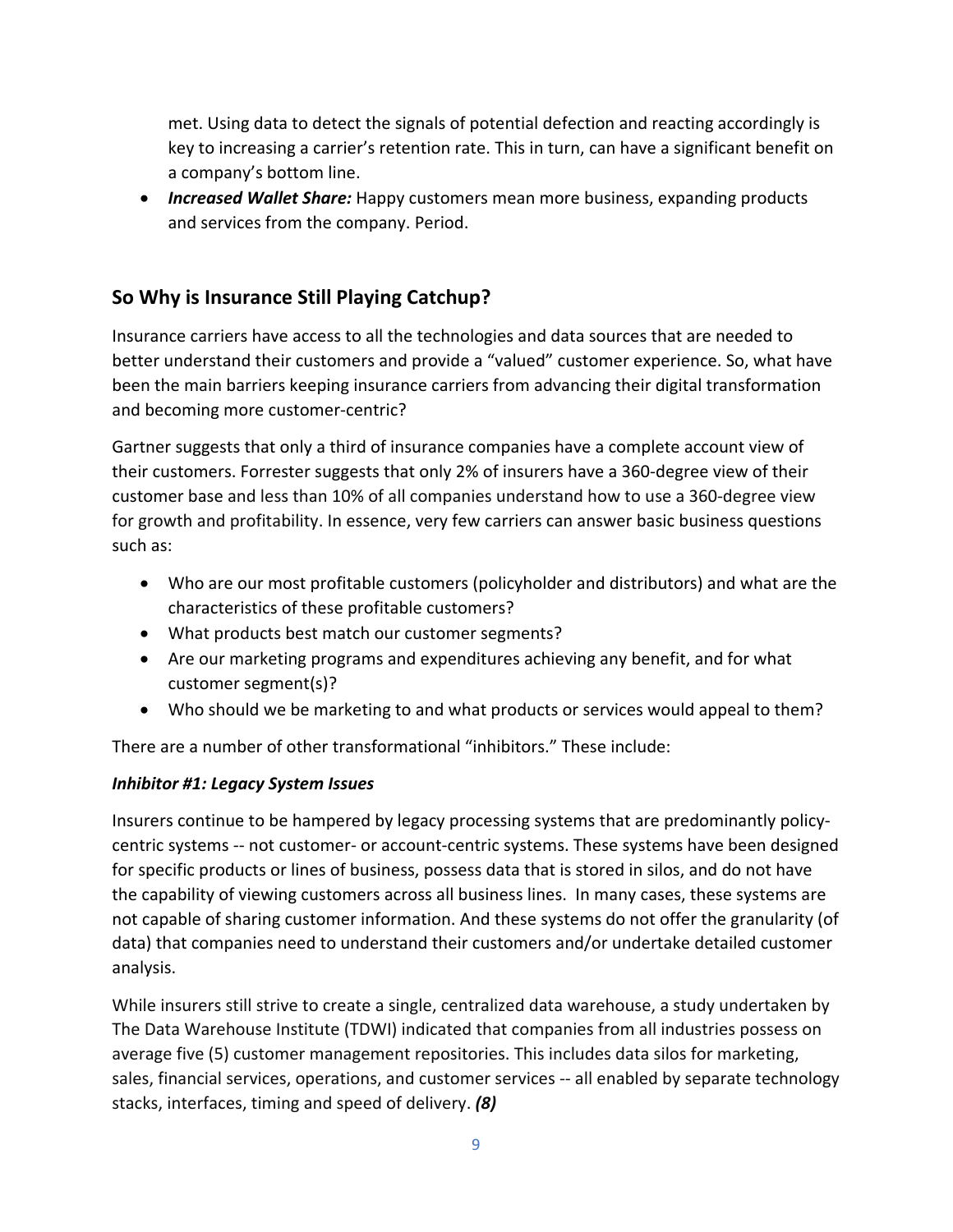met. Using data to detect the signals of potential defection and reacting accordingly is key to increasing a carrier's retention rate. This in turn, can have a significant benefit on a company's bottom line.

- ***Increased Wallet Share:*** Happy customers mean more business, expanding products and services from the company. Period.

## So Why is Insurance Still Playing Catchup?

Insurance carriers have access to all the technologies and data sources that are needed to better understand their customers and provide a "valued" customer experience. So, what have been the main barriers keeping insurance carriers from advancing their digital transformation and becoming more customer-centric?

Gartner suggests that only a third of insurance companies have a complete account view of their customers. Forrester suggests that only 2% of insurers have a 360-degree view of their customer base and less than 10% of all companies understand how to use a 360-degree view for growth and profitability. In essence, very few carriers can answer basic business questions such as:

- Who are our most profitable customers (policyholder and distributors) and what are the characteristics of these profitable customers?
- What products best match our customer segments?
- Are our marketing programs and expenditures achieving any benefit, and for what customer segment(s)?
- Who should we be marketing to and what products or services would appeal to them?

There are a number of other transformational "inhibitors." These include:

***Inhibitor #1: Legacy System Issues***

Insurers continue to be hampered by legacy processing systems that are predominantly policy-centric systems -- not customer- or account-centric systems. These systems have been designed for specific products or lines of business, possess data that is stored in silos, and do not have the capability of viewing customers across all business lines. In many cases, these systems are not capable of sharing customer information. And these systems do not offer the granularity (of data) that companies need to understand their customers and/or undertake detailed customer analysis.

While insurers still strive to create a single, centralized data warehouse, a study undertaken by The Data Warehouse Institute (TDWI) indicated that companies from all industries possess on average five (5) customer management repositories. This includes data silos for marketing, sales, financial services, operations, and customer services -- all enabled by separate technology stacks, interfaces, timing and speed of delivery. ***(8)***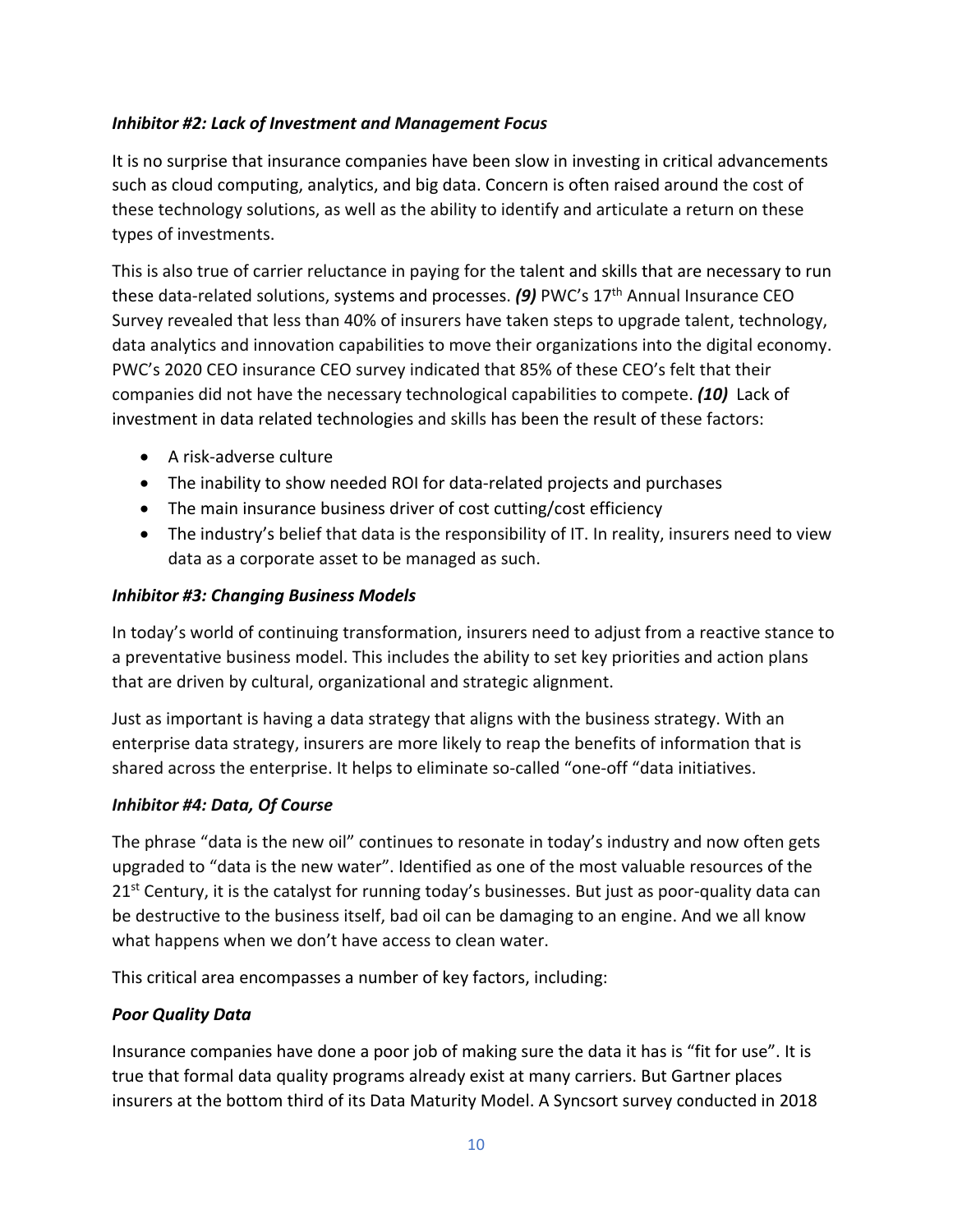### *Inhibitor #2: Lack of Investment and Management Focus*

It is no surprise that insurance companies have been slow in investing in critical advancements such as cloud computing, analytics, and big data. Concern is often raised around the cost of these technology solutions, as well as the ability to identify and articulate a return on these types of investments.

This is also true of carrier reluctance in paying for the talent and skills that are necessary to run these data-related solutions, systems and processes. ***(9)*** PWC's 17th Annual Insurance CEO Survey revealed that less than 40% of insurers have taken steps to upgrade talent, technology, data analytics and innovation capabilities to move their organizations into the digital economy. PWC's 2020 CEO insurance CEO survey indicated that 85% of these CEO's felt that their companies did not have the necessary technological capabilities to compete. ***(10)*** Lack of investment in data related technologies and skills has been the result of these factors:

- A risk-adverse culture
- The inability to show needed ROI for data-related projects and purchases
- The main insurance business driver of cost cutting/cost efficiency
- The industry's belief that data is the responsibility of IT. In reality, insurers need to view data as a corporate asset to be managed as such.

### *Inhibitor #3: Changing Business Models*

In today's world of continuing transformation, insurers need to adjust from a reactive stance to a preventative business model. This includes the ability to set key priorities and action plans that are driven by cultural, organizational and strategic alignment.

Just as important is having a data strategy that aligns with the business strategy. With an enterprise data strategy, insurers are more likely to reap the benefits of information that is shared across the enterprise. It helps to eliminate so-called "one-off "data initiatives.

### *Inhibitor #4: Data, Of Course*

The phrase "data is the new oil" continues to resonate in today's industry and now often gets upgraded to "data is the new water". Identified as one of the most valuable resources of the 21st Century, it is the catalyst for running today's businesses. But just as poor-quality data can be destructive to the business itself, bad oil can be damaging to an engine. And we all know what happens when we don't have access to clean water.

This critical area encompasses a number of key factors, including:

### *Poor Quality Data*

Insurance companies have done a poor job of making sure the data it has is "fit for use". It is true that formal data quality programs already exist at many carriers. But Gartner places insurers at the bottom third of its Data Maturity Model. A Syncsort survey conducted in 2018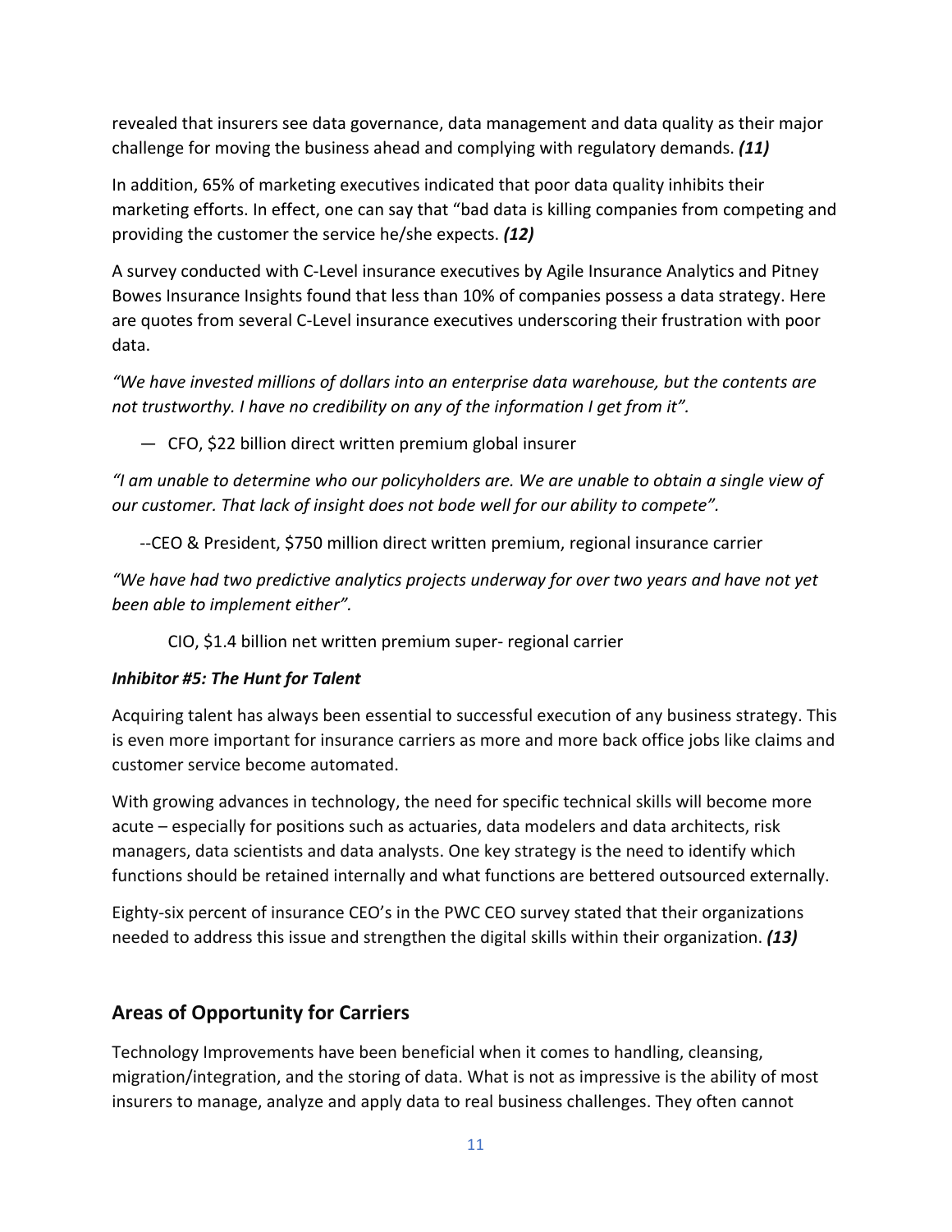revealed that insurers see data governance, data management and data quality as their major challenge for moving the business ahead and complying with regulatory demands. ***(11)***

In addition, 65% of marketing executives indicated that poor data quality inhibits their marketing efforts. In effect, one can say that "bad data is killing companies from competing and providing the customer the service he/she expects. ***(12)***

A survey conducted with C-Level insurance executives by Agile Insurance Analytics and Pitney Bowes Insurance Insights found that less than 10% of companies possess a data strategy. Here are quotes from several C-Level insurance executives underscoring their frustration with poor data.

*"We have invested millions of dollars into an enterprise data warehouse, but the contents are not trustworthy. I have no credibility on any of the information I get from it".*

— CFO, $22 billion direct written premium global insurer

*"I am unable to determine who our policyholders are. We are unable to obtain a single view of our customer. That lack of insight does not bode well for our ability to compete".*

--CEO & President, $750 million direct written premium, regional insurance carrier

*"We have had two predictive analytics projects underway for over two years and have not yet been able to implement either".*

CIO, $1.4 billion net written premium super- regional carrier

***Inhibitor #5: The Hunt for Talent***

Acquiring talent has always been essential to successful execution of any business strategy. This is even more important for insurance carriers as more and more back office jobs like claims and customer service become automated.

With growing advances in technology, the need for specific technical skills will become more acute – especially for positions such as actuaries, data modelers and data architects, risk managers, data scientists and data analysts. One key strategy is the need to identify which functions should be retained internally and what functions are bettered outsourced externally.

Eighty-six percent of insurance CEO's in the PWC CEO survey stated that their organizations needed to address this issue and strengthen the digital skills within their organization. ***(13)***

## Areas of Opportunity for Carriers

Technology Improvements have been beneficial when it comes to handling, cleansing, migration/integration, and the storing of data. What is not as impressive is the ability of most insurers to manage, analyze and apply data to real business challenges. They often cannot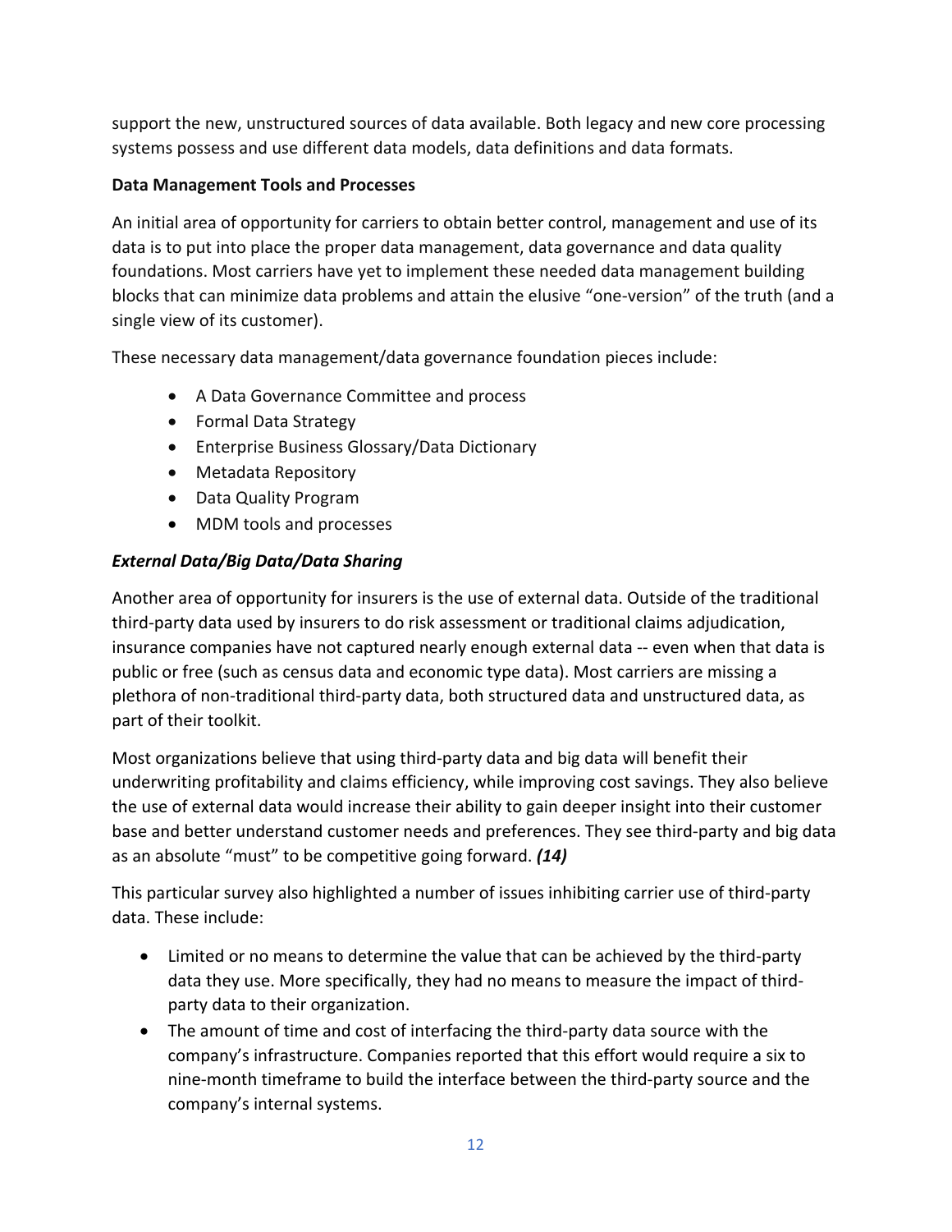support the new, unstructured sources of data available. Both legacy and new core processing systems possess and use different data models, data definitions and data formats.

**Data Management Tools and Processes**

An initial area of opportunity for carriers to obtain better control, management and use of its data is to put into place the proper data management, data governance and data quality foundations. Most carriers have yet to implement these needed data management building blocks that can minimize data problems and attain the elusive "one-version" of the truth (and a single view of its customer).

These necessary data management/data governance foundation pieces include:

- A Data Governance Committee and process
- Formal Data Strategy
- Enterprise Business Glossary/Data Dictionary
- Metadata Repository
- Data Quality Program
- MDM tools and processes

***External Data/Big Data/Data Sharing***

Another area of opportunity for insurers is the use of external data. Outside of the traditional third-party data used by insurers to do risk assessment or traditional claims adjudication, insurance companies have not captured nearly enough external data -- even when that data is public or free (such as census data and economic type data). Most carriers are missing a plethora of non-traditional third-party data, both structured data and unstructured data, as part of their toolkit.

Most organizations believe that using third-party data and big data will benefit their underwriting profitability and claims efficiency, while improving cost savings. They also believe the use of external data would increase their ability to gain deeper insight into their customer base and better understand customer needs and preferences. They see third-party and big data as an absolute "must" to be competitive going forward. ***(14)***

This particular survey also highlighted a number of issues inhibiting carrier use of third-party data. These include:

- Limited or no means to determine the value that can be achieved by the third-party data they use. More specifically, they had no means to measure the impact of third-party data to their organization.
- The amount of time and cost of interfacing the third-party data source with the company's infrastructure. Companies reported that this effort would require a six to nine-month timeframe to build the interface between the third-party source and the company's internal systems.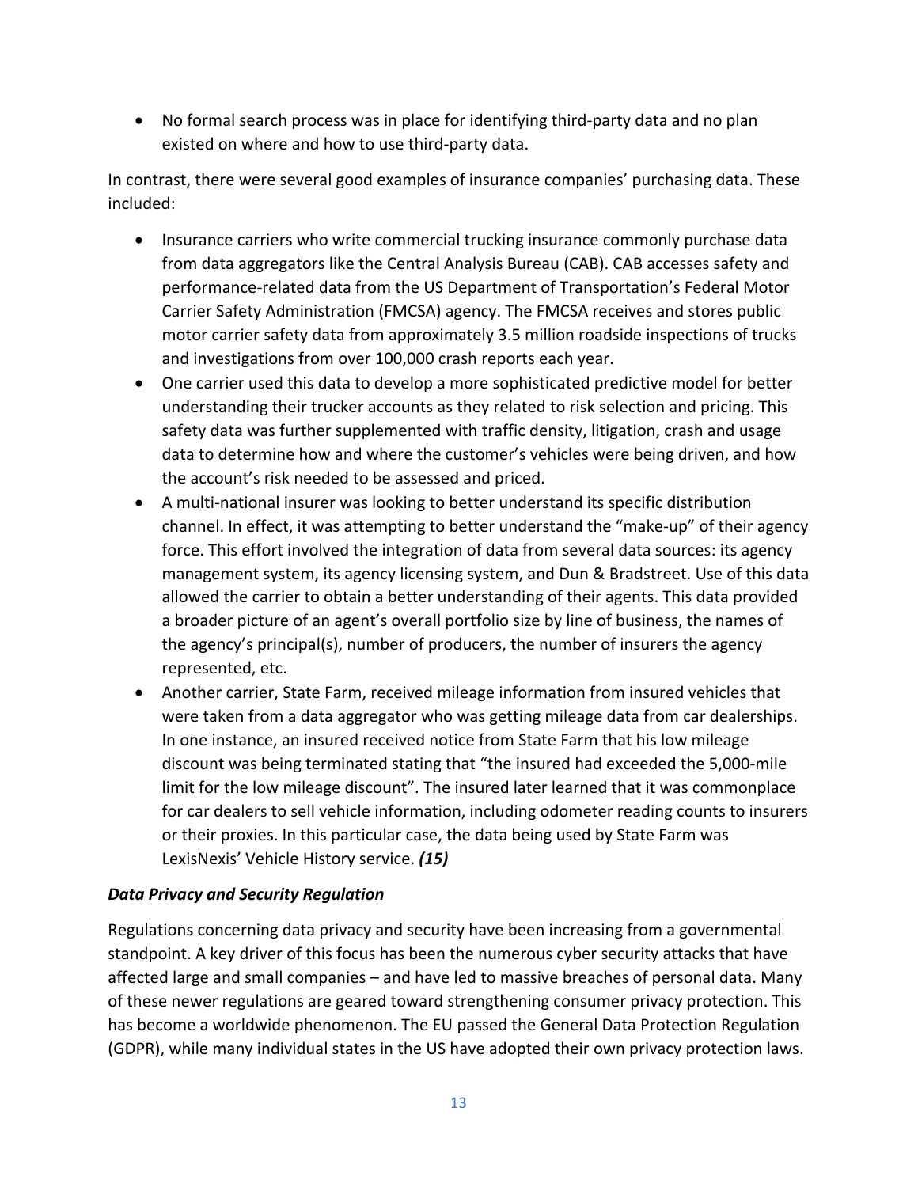- No formal search process was in place for identifying third-party data and no plan existed on where and how to use third-party data.

In contrast, there were several good examples of insurance companies' purchasing data. These included:

- Insurance carriers who write commercial trucking insurance commonly purchase data from data aggregators like the Central Analysis Bureau (CAB). CAB accesses safety and performance-related data from the US Department of Transportation's Federal Motor Carrier Safety Administration (FMCSA) agency. The FMCSA receives and stores public motor carrier safety data from approximately 3.5 million roadside inspections of trucks and investigations from over 100,000 crash reports each year.
- One carrier used this data to develop a more sophisticated predictive model for better understanding their trucker accounts as they related to risk selection and pricing. This safety data was further supplemented with traffic density, litigation, crash and usage data to determine how and where the customer's vehicles were being driven, and how the account's risk needed to be assessed and priced.
- A multi-national insurer was looking to better understand its specific distribution channel. In effect, it was attempting to better understand the "make-up" of their agency force. This effort involved the integration of data from several data sources: its agency management system, its agency licensing system, and Dun & Bradstreet. Use of this data allowed the carrier to obtain a better understanding of their agents. This data provided a broader picture of an agent's overall portfolio size by line of business, the names of the agency's principal(s), number of producers, the number of insurers the agency represented, etc.
- Another carrier, State Farm, received mileage information from insured vehicles that were taken from a data aggregator who was getting mileage data from car dealerships. In one instance, an insured received notice from State Farm that his low mileage discount was being terminated stating that "the insured had exceeded the 5,000-mile limit for the low mileage discount". The insured later learned that it was commonplace for car dealers to sell vehicle information, including odometer reading counts to insurers or their proxies. In this particular case, the data being used by State Farm was LexisNexis' Vehicle History service. ***(15)***

### *Data Privacy and Security Regulation*

Regulations concerning data privacy and security have been increasing from a governmental standpoint. A key driver of this focus has been the numerous cyber security attacks that have affected large and small companies – and have led to massive breaches of personal data. Many of these newer regulations are geared toward strengthening consumer privacy protection. This has become a worldwide phenomenon. The EU passed the General Data Protection Regulation (GDPR), while many individual states in the US have adopted their own privacy protection laws.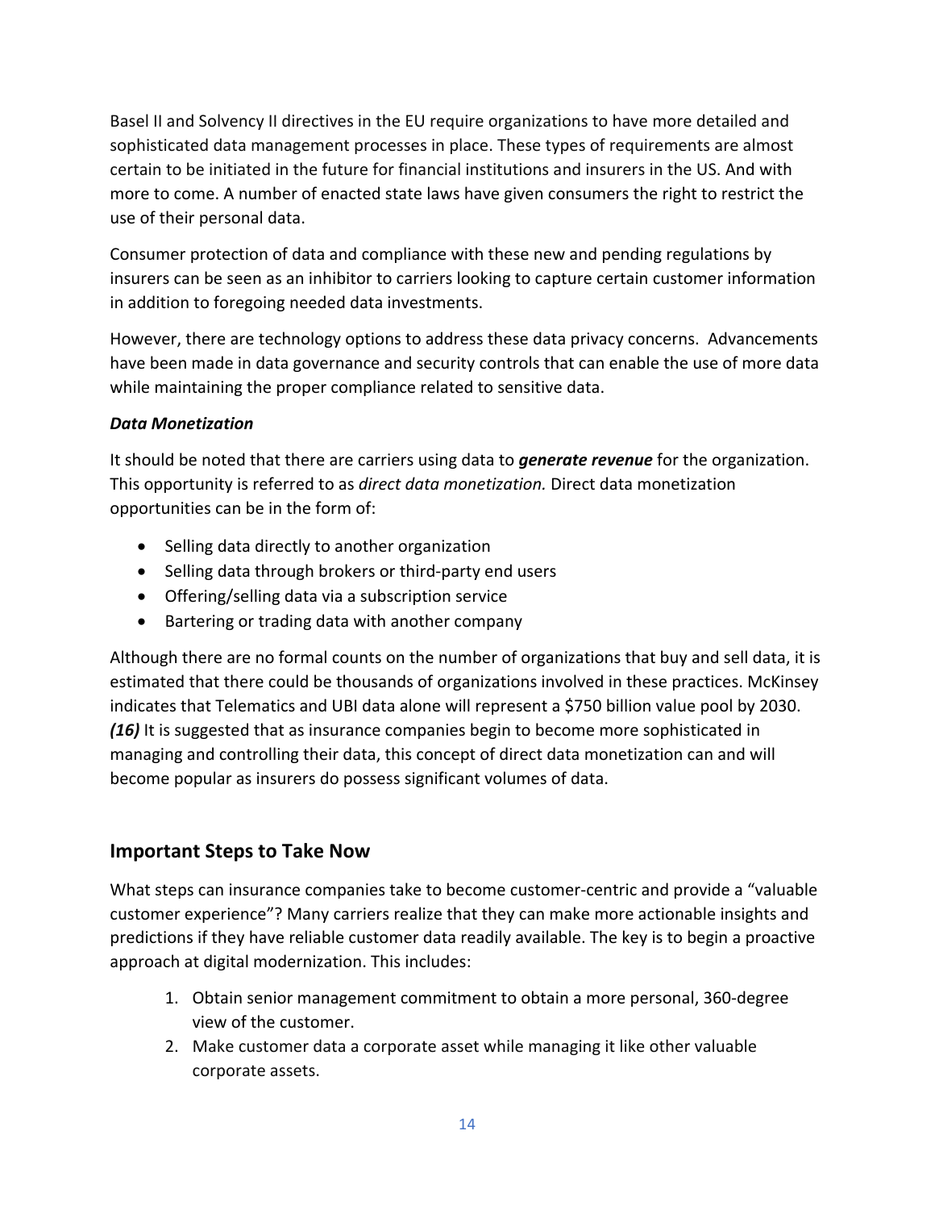Basel II and Solvency II directives in the EU require organizations to have more detailed and sophisticated data management processes in place. These types of requirements are almost certain to be initiated in the future for financial institutions and insurers in the US. And with more to come. A number of enacted state laws have given consumers the right to restrict the use of their personal data.

Consumer protection of data and compliance with these new and pending regulations by insurers can be seen as an inhibitor to carriers looking to capture certain customer information in addition to foregoing needed data investments.

However, there are technology options to address these data privacy concerns. Advancements have been made in data governance and security controls that can enable the use of more data while maintaining the proper compliance related to sensitive data.

***Data Monetization***

It should be noted that there are carriers using data to ***generate revenue*** for the organization. This opportunity is referred to as *direct data monetization.* Direct data monetization opportunities can be in the form of:

- Selling data directly to another organization
- Selling data through brokers or third-party end users
- Offering/selling data via a subscription service
- Bartering or trading data with another company

Although there are no formal counts on the number of organizations that buy and sell data, it is estimated that there could be thousands of organizations involved in these practices. McKinsey indicates that Telematics and UBI data alone will represent a $750 billion value pool by 2030. ***(16)*** It is suggested that as insurance companies begin to become more sophisticated in managing and controlling their data, this concept of direct data monetization can and will become popular as insurers do possess significant volumes of data.

## Important Steps to Take Now

What steps can insurance companies take to become customer-centric and provide a "valuable customer experience"? Many carriers realize that they can make more actionable insights and predictions if they have reliable customer data readily available. The key is to begin a proactive approach at digital modernization. This includes:

1. Obtain senior management commitment to obtain a more personal, 360-degree view of the customer.
2. Make customer data a corporate asset while managing it like other valuable corporate assets.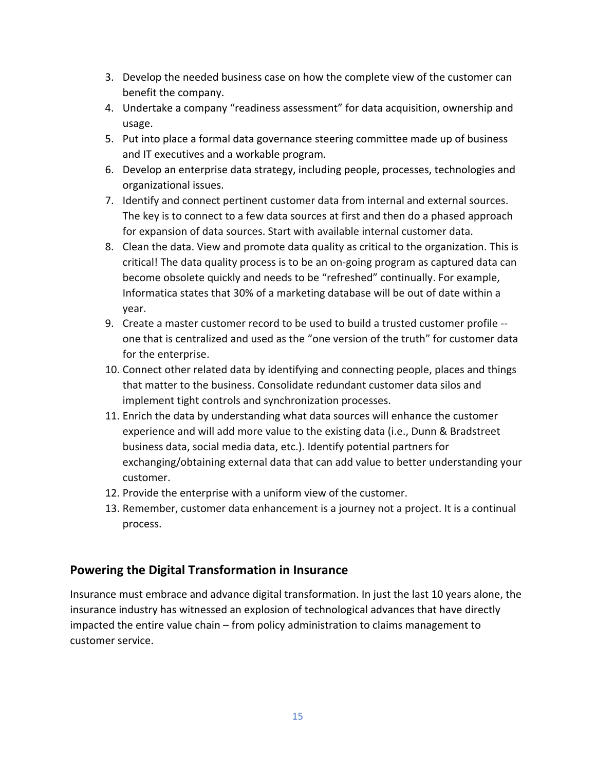3. Develop the needed business case on how the complete view of the customer can benefit the company.
4. Undertake a company "readiness assessment" for data acquisition, ownership and usage.
5. Put into place a formal data governance steering committee made up of business and IT executives and a workable program.
6. Develop an enterprise data strategy, including people, processes, technologies and organizational issues.
7. Identify and connect pertinent customer data from internal and external sources. The key is to connect to a few data sources at first and then do a phased approach for expansion of data sources. Start with available internal customer data.
8. Clean the data. View and promote data quality as critical to the organization. This is critical! The data quality process is to be an on-going program as captured data can become obsolete quickly and needs to be "refreshed" continually. For example, Informatica states that 30% of a marketing database will be out of date within a year.
9. Create a master customer record to be used to build a trusted customer profile -- one that is centralized and used as the "one version of the truth" for customer data for the enterprise.
10. Connect other related data by identifying and connecting people, places and things that matter to the business. Consolidate redundant customer data silos and implement tight controls and synchronization processes.
11. Enrich the data by understanding what data sources will enhance the customer experience and will add more value to the existing data (i.e., Dunn & Bradstreet business data, social media data, etc.). Identify potential partners for exchanging/obtaining external data that can add value to better understanding your customer.
12. Provide the enterprise with a uniform view of the customer.
13. Remember, customer data enhancement is a journey not a project. It is a continual process.

## Powering the Digital Transformation in Insurance

Insurance must embrace and advance digital transformation. In just the last 10 years alone, the insurance industry has witnessed an explosion of technological advances that have directly impacted the entire value chain – from policy administration to claims management to customer service.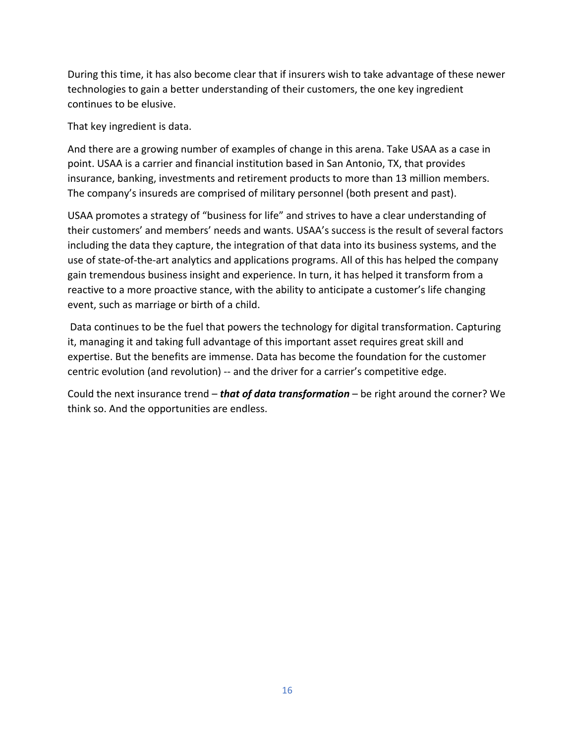During this time, it has also become clear that if insurers wish to take advantage of these newer technologies to gain a better understanding of their customers, the one key ingredient continues to be elusive.

That key ingredient is data.

And there are a growing number of examples of change in this arena. Take USAA as a case in point. USAA is a carrier and financial institution based in San Antonio, TX, that provides insurance, banking, investments and retirement products to more than 13 million members. The company's insureds are comprised of military personnel (both present and past).

USAA promotes a strategy of "business for life" and strives to have a clear understanding of their customers' and members' needs and wants. USAA's success is the result of several factors including the data they capture, the integration of that data into its business systems, and the use of state-of-the-art analytics and applications programs. All of this has helped the company gain tremendous business insight and experience. In turn, it has helped it transform from a reactive to a more proactive stance, with the ability to anticipate a customer's life changing event, such as marriage or birth of a child.

Data continues to be the fuel that powers the technology for digital transformation. Capturing it, managing it and taking full advantage of this important asset requires great skill and expertise. But the benefits are immense. Data has become the foundation for the customer centric evolution (and revolution) -- and the driver for a carrier's competitive edge.

Could the next insurance trend – ***that of data transformation*** – be right around the corner? We think so. And the opportunities are endless.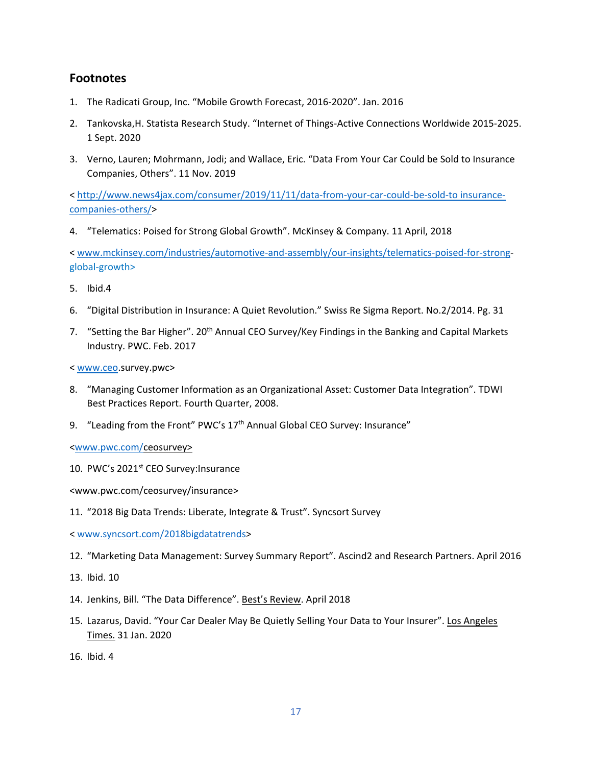## Footnotes

1. The Radicati Group, Inc. "Mobile Growth Forecast, 2016-2020". Jan. 2016
2. Tankovska,H. Statista Research Study. "Internet of Things-Active Connections Worldwide 2015-2025. 1 Sept. 2020
3. Verno, Lauren; Mohrmann, Jodi; and Wallace, Eric. "Data From Your Car Could be Sold to Insurance Companies, Others". 11 Nov. 2019

< http://www.news4jax.com/consumer/2019/11/11/data-from-your-car-could-be-sold-to insurance-companies-others/>

4. "Telematics: Poised for Strong Global Growth". McKinsey & Company. 11 April, 2018

< www.mckinsey.com/industries/automotive-and-assembly/our-insights/telematics-poised-for-strong-global-growth>

5. Ibid.4
6. "Digital Distribution in Insurance: A Quiet Revolution." Swiss Re Sigma Report. No.2/2014. Pg. 31
7. "Setting the Bar Higher". 20th Annual CEO Survey/Key Findings in the Banking and Capital Markets Industry. PWC. Feb. 2017

< www.ceo.survey.pwc>

8. "Managing Customer Information as an Organizational Asset: Customer Data Integration". TDWI Best Practices Report. Fourth Quarter, 2008.
9. "Leading from the Front" PWC's 17th Annual Global CEO Survey: Insurance"

<www.pwc.com/ceosurvey>

10. PWC's 2021st CEO Survey:Insurance

<www.pwc.com/ceosurvey/insurance>

11. "2018 Big Data Trends: Liberate, Integrate & Trust". Syncsort Survey

< www.syncsort.com/2018bigdatatrends>

12. "Marketing Data Management: Survey Summary Report". Ascind2 and Research Partners. April 2016
13. Ibid. 10
14. Jenkins, Bill. "The Data Difference". Best's Review. April 2018
15. Lazarus, David. "Your Car Dealer May Be Quietly Selling Your Data to Your Insurer". Los Angeles Times. 31 Jan. 2020
16. Ibid. 4